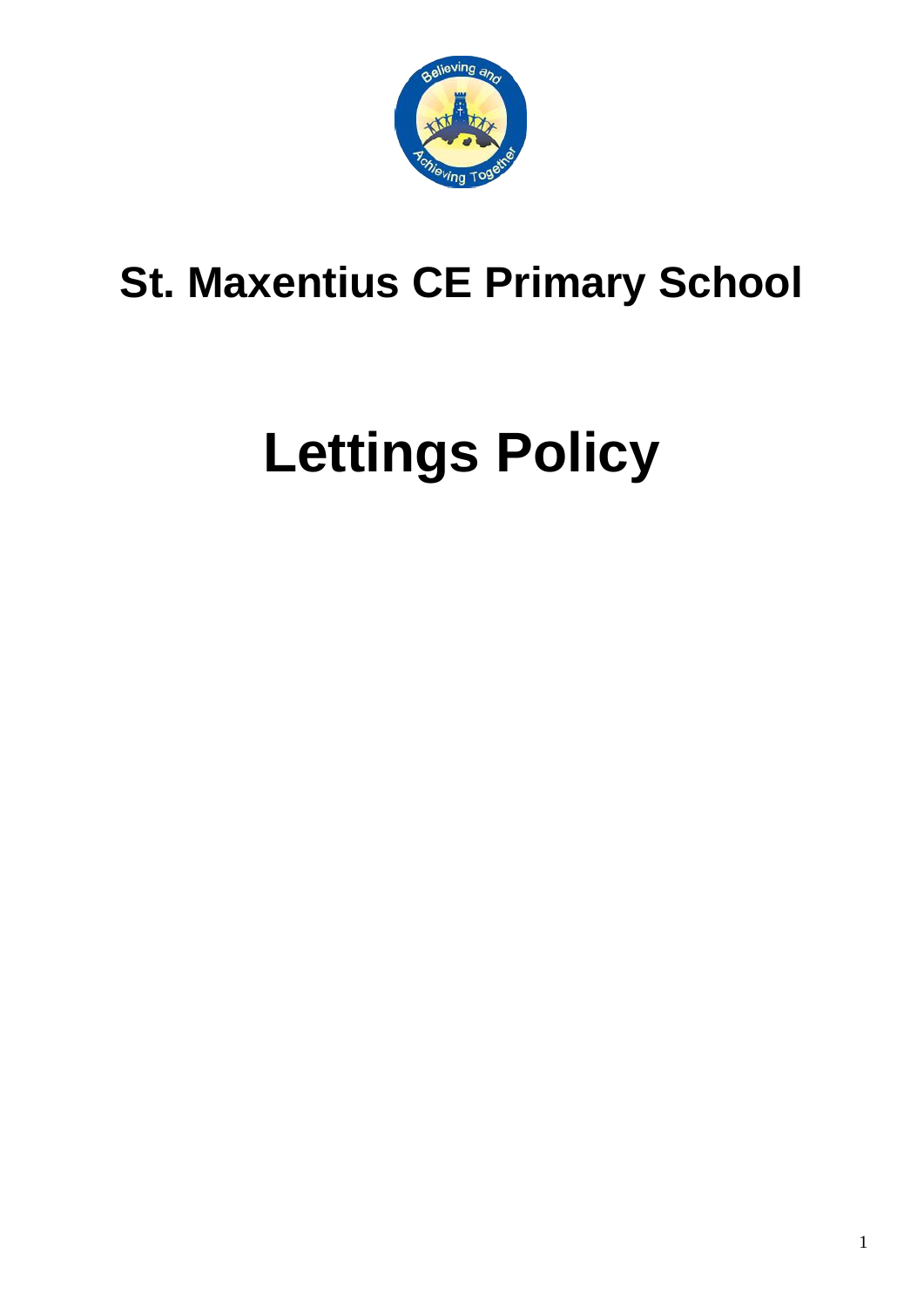# St. Maxentius CE Primary School

# Lettings Policy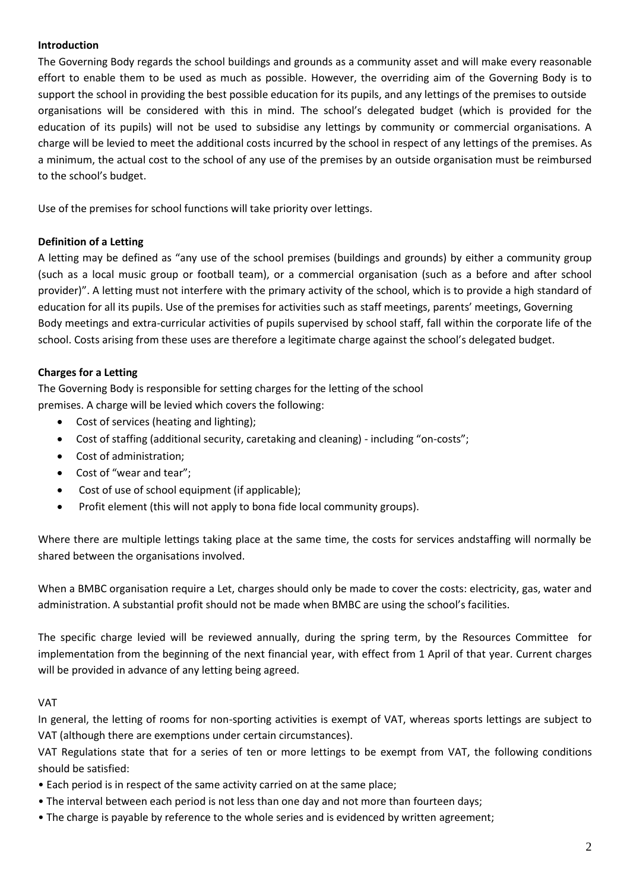**Introduction**

The Governing Body regards the school buildings and grounds as a community asset and will make every reasonable effort to enable them to be used as much as possible. However, the overriding aim of the Governing Body is to support the school in providing the best possible education for its pupils, and any lettings of the premises to outside organisations will be considered with this in mind. The school's delegated budget (which is provided for the education of its pupils) will not be used to subsidise any lettings by community or commercial organisations. A charge will be levied to meet the additional costs incurred by the school in respect of any lettings of the premises. As a minimum, the actual cost to the school of any use of the premises by an outside organisation must be reimbursed to the school's budget.

Use of the premises for school functions will take priority over lettings.

**Definition of a Letting**

A letting may be defined as "any use of the school premises (buildings and grounds) by either a community group (such as a local music group or football team), or a commercial organisation (such as a before and after school provider)". A letting must not interfere with the primary activity of the school, which is to provide a high standard of education for all its pupils. Use of the premises for activities such as staff meetings, parents' meetings, Governing Body meetings and extra-curricular activities of pupils supervised by school staff, fall within the corporate life of the school. Costs arising from these uses are therefore a legitimate charge against the school's delegated budget.

**Charges for a Letting**

The Governing Body is responsible for setting charges for the letting of the school premises. A charge will be levied which covers the following:

- Cost of services (heating and lighting);
- Cost of staffing (additional security, caretaking and cleaning) - including "on-costs";
- Cost of administration;
- Cost of "wear and tear";
- Cost of use of school equipment (if applicable);
- Profit element (this will not apply to bona fide local community groups).

Where there are multiple lettings taking place at the same time, the costs for services andstaffing will normally be shared between the organisations involved.

When a BMBC organisation require a Let, charges should only be made to cover the costs: electricity, gas, water and administration. A substantial profit should not be made when BMBC are using the school's facilities.

The specific charge levied will be reviewed annually, during the spring term, by the Resources Committee for implementation from the beginning of the next financial year, with effect from 1 April of that year. Current charges will be provided in advance of any letting being agreed.

VAT

In general, the letting of rooms for non-sporting activities is exempt of VAT, whereas sports lettings are subject to VAT (although there are exemptions under certain circumstances).

VAT Regulations state that for a series of ten or more lettings to be exempt from VAT, the following conditions should be satisfied:

- Each period is in respect of the same activity carried on at the same place;
- The interval between each period is not less than one day and not more than fourteen days;
- The charge is payable by reference to the whole series and is evidenced by written agreement;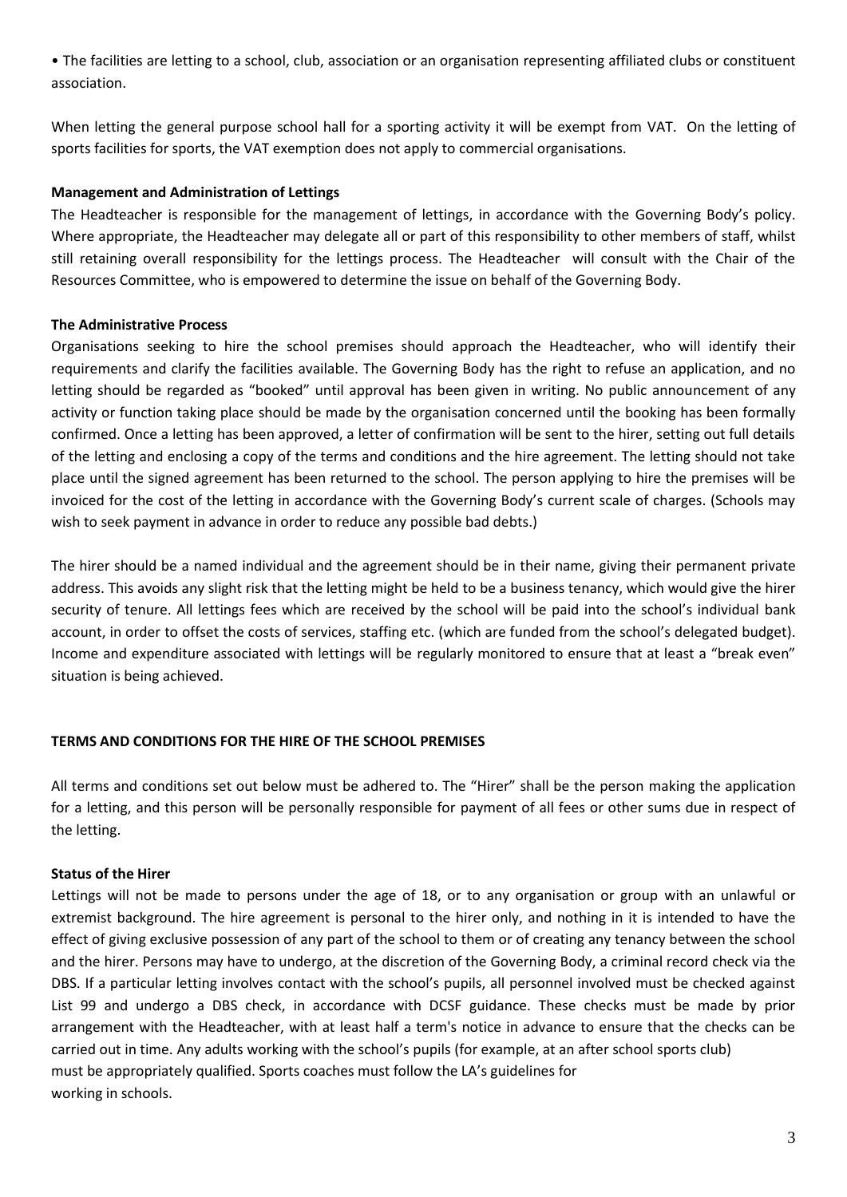- The facilities are letting to a school, club, association or an organisation representing affiliated clubs or constituent association.

When letting the general purpose school hall for a sporting activity it will be exempt from VAT. On the letting of sports facilities for sports, the VAT exemption does not apply to commercial organisations.

**Management and Administration of Lettings**

The Headteacher is responsible for the management of lettings, in accordance with the Governing Body's policy. Where appropriate, the Headteacher may delegate all or part of this responsibility to other members of staff, whilst still retaining overall responsibility for the lettings process. The Headteacher will consult with the Chair of the Resources Committee, who is empowered to determine the issue on behalf of the Governing Body.

**The Administrative Process**

Organisations seeking to hire the school premises should approach the Headteacher, who will identify their requirements and clarify the facilities available. The Governing Body has the right to refuse an application, and no letting should be regarded as "booked" until approval has been given in writing. No public announcement of any activity or function taking place should be made by the organisation concerned until the booking has been formally confirmed. Once a letting has been approved, a letter of confirmation will be sent to the hirer, setting out full details of the letting and enclosing a copy of the terms and conditions and the hire agreement. The letting should not take place until the signed agreement has been returned to the school. The person applying to hire the premises will be invoiced for the cost of the letting in accordance with the Governing Body's current scale of charges. (Schools may wish to seek payment in advance in order to reduce any possible bad debts.)

The hirer should be a named individual and the agreement should be in their name, giving their permanent private address. This avoids any slight risk that the letting might be held to be a business tenancy, which would give the hirer security of tenure. All lettings fees which are received by the school will be paid into the school's individual bank account, in order to offset the costs of services, staffing etc. (which are funded from the school's delegated budget). Income and expenditure associated with lettings will be regularly monitored to ensure that at least a "break even" situation is being achieved.

**TERMS AND CONDITIONS FOR THE HIRE OF THE SCHOOL PREMISES**

All terms and conditions set out below must be adhered to. The "Hirer" shall be the person making the application for a letting, and this person will be personally responsible for payment of all fees or other sums due in respect of the letting.

**Status of the Hirer**

Lettings will not be made to persons under the age of 18, or to any organisation or group with an unlawful or extremist background. The hire agreement is personal to the hirer only, and nothing in it is intended to have the effect of giving exclusive possession of any part of the school to them or of creating any tenancy between the school and the hirer. Persons may have to undergo, at the discretion of the Governing Body, a criminal record check via the DBS. If a particular letting involves contact with the school's pupils, all personnel involved must be checked against List 99 and undergo a DBS check, in accordance with DCSF guidance. These checks must be made by prior arrangement with the Headteacher, with at least half a term's notice in advance to ensure that the checks can be carried out in time. Any adults working with the school's pupils (for example, at an after school sports club) must be appropriately qualified. Sports coaches must follow the LA's guidelines for working in schools.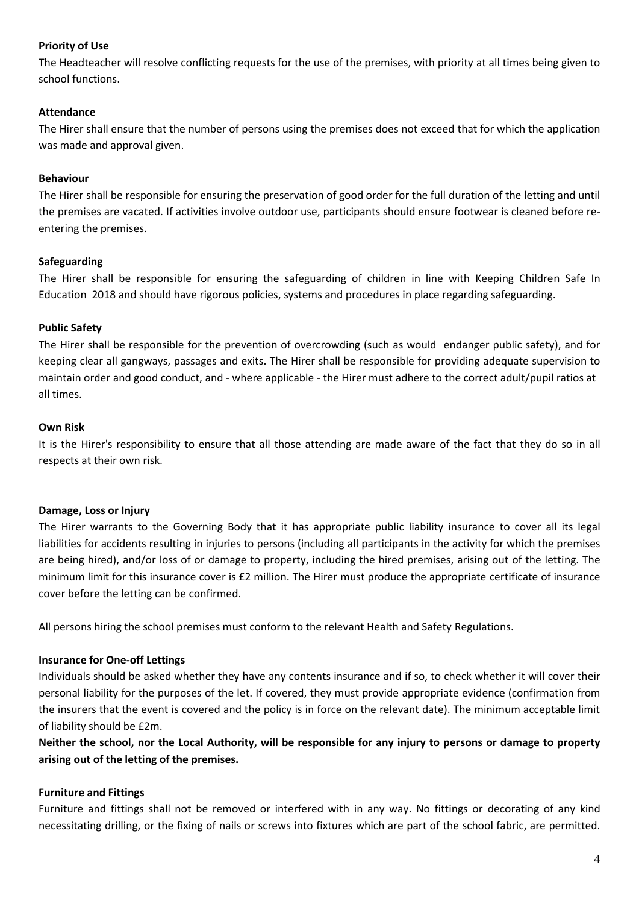**Priority of Use**

The Headteacher will resolve conflicting requests for the use of the premises, with priority at all times being given to school functions.

**Attendance**

The Hirer shall ensure that the number of persons using the premises does not exceed that for which the application was made and approval given.

**Behaviour**

The Hirer shall be responsible for ensuring the preservation of good order for the full duration of the letting and until the premises are vacated. If activities involve outdoor use, participants should ensure footwear is cleaned before re-entering the premises.

**Safeguarding**

The Hirer shall be responsible for ensuring the safeguarding of children in line with Keeping Children Safe In Education 2018 and should have rigorous policies, systems and procedures in place regarding safeguarding.

**Public Safety**

The Hirer shall be responsible for the prevention of overcrowding (such as would endanger public safety), and for keeping clear all gangways, passages and exits. The Hirer shall be responsible for providing adequate supervision to maintain order and good conduct, and - where applicable - the Hirer must adhere to the correct adult/pupil ratios at all times.

**Own Risk**

It is the Hirer's responsibility to ensure that all those attending are made aware of the fact that they do so in all respects at their own risk.

**Damage, Loss or Injury**

The Hirer warrants to the Governing Body that it has appropriate public liability insurance to cover all its legal liabilities for accidents resulting in injuries to persons (including all participants in the activity for which the premises are being hired), and/or loss of or damage to property, including the hired premises, arising out of the letting. The minimum limit for this insurance cover is £2 million. The Hirer must produce the appropriate certificate of insurance cover before the letting can be confirmed.

All persons hiring the school premises must conform to the relevant Health and Safety Regulations.

**Insurance for One-off Lettings**

Individuals should be asked whether they have any contents insurance and if so, to check whether it will cover their personal liability for the purposes of the let. If covered, they must provide appropriate evidence (confirmation from the insurers that the event is covered and the policy is in force on the relevant date). The minimum acceptable limit of liability should be £2m.

**Neither the school, nor the Local Authority, will be responsible for any injury to persons or damage to property arising out of the letting of the premises.**

**Furniture and Fittings**

Furniture and fittings shall not be removed or interfered with in any way. No fittings or decorating of any kind necessitating drilling, or the fixing of nails or screws into fixtures which are part of the school fabric, are permitted.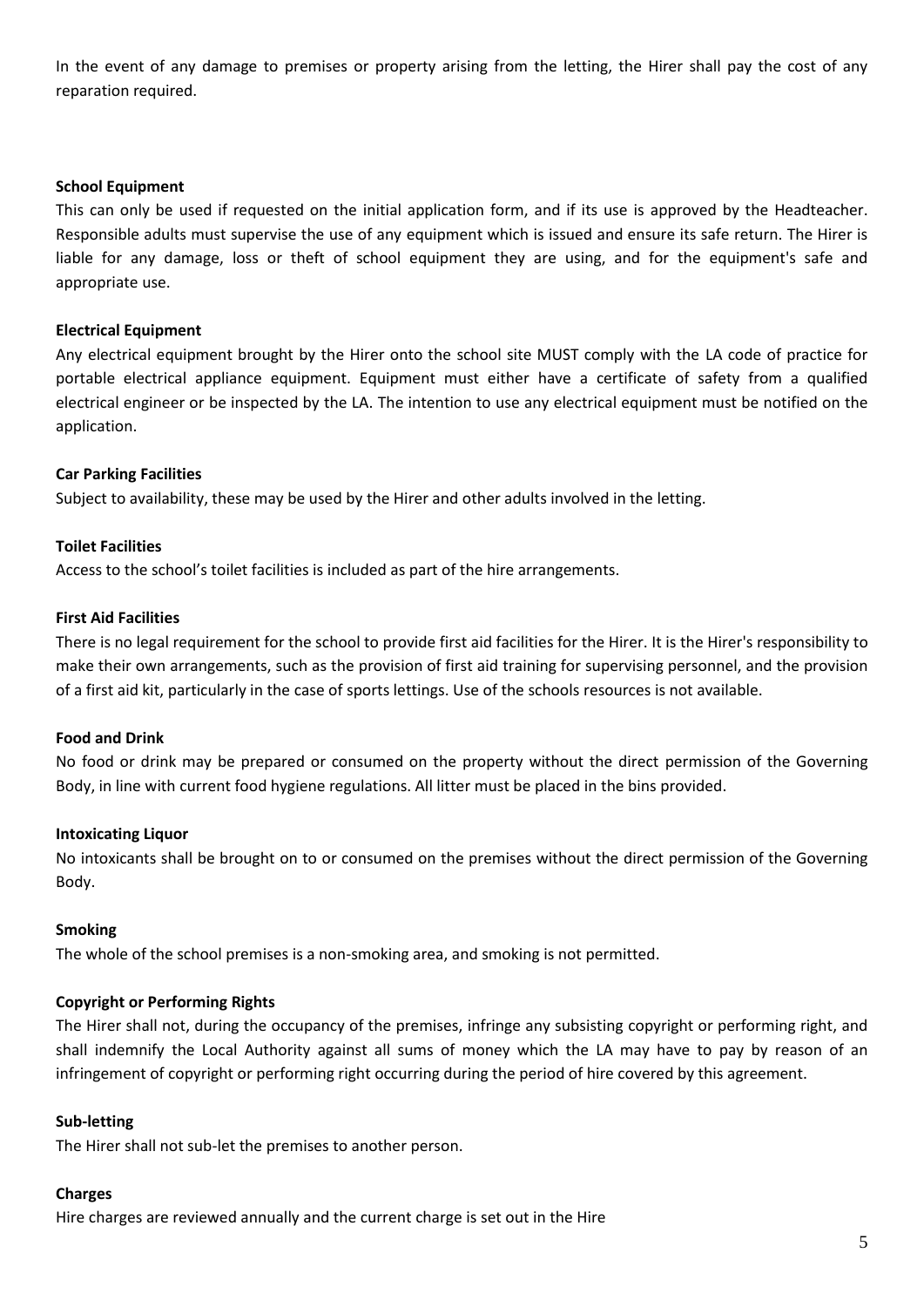In the event of any damage to premises or property arising from the letting, the Hirer shall pay the cost of any reparation required.

**School Equipment**

This can only be used if requested on the initial application form, and if its use is approved by the Headteacher. Responsible adults must supervise the use of any equipment which is issued and ensure its safe return. The Hirer is liable for any damage, loss or theft of school equipment they are using, and for the equipment's safe and appropriate use.

**Electrical Equipment**

Any electrical equipment brought by the Hirer onto the school site MUST comply with the LA code of practice for portable electrical appliance equipment. Equipment must either have a certificate of safety from a qualified electrical engineer or be inspected by the LA. The intention to use any electrical equipment must be notified on the application.

**Car Parking Facilities**

Subject to availability, these may be used by the Hirer and other adults involved in the letting.

**Toilet Facilities**

Access to the school's toilet facilities is included as part of the hire arrangements.

**First Aid Facilities**

There is no legal requirement for the school to provide first aid facilities for the Hirer. It is the Hirer's responsibility to make their own arrangements, such as the provision of first aid training for supervising personnel, and the provision of a first aid kit, particularly in the case of sports lettings. Use of the schools resources is not available.

**Food and Drink**

No food or drink may be prepared or consumed on the property without the direct permission of the Governing Body, in line with current food hygiene regulations. All litter must be placed in the bins provided.

**Intoxicating Liquor**

No intoxicants shall be brought on to or consumed on the premises without the direct permission of the Governing Body.

**Smoking**

The whole of the school premises is a non-smoking area, and smoking is not permitted.

**Copyright or Performing Rights**

The Hirer shall not, during the occupancy of the premises, infringe any subsisting copyright or performing right, and shall indemnify the Local Authority against all sums of money which the LA may have to pay by reason of an infringement of copyright or performing right occurring during the period of hire covered by this agreement.

**Sub-letting**

The Hirer shall not sub-let the premises to another person.

**Charges**

Hire charges are reviewed annually and the current charge is set out in the Hire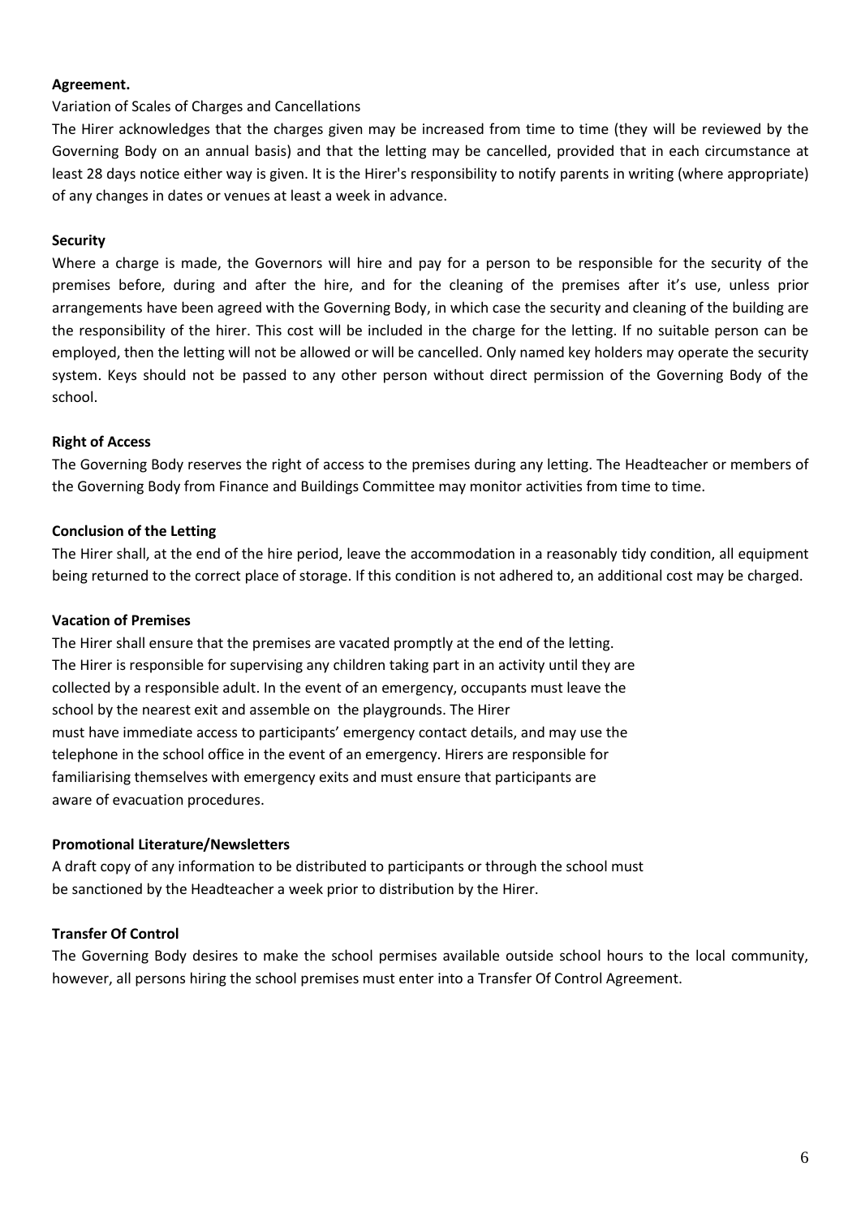**Agreement.**

Variation of Scales of Charges and Cancellations

The Hirer acknowledges that the charges given may be increased from time to time (they will be reviewed by the Governing Body on an annual basis) and that the letting may be cancelled, provided that in each circumstance at least 28 days notice either way is given. It is the Hirer's responsibility to notify parents in writing (where appropriate) of any changes in dates or venues at least a week in advance.

**Security**

Where a charge is made, the Governors will hire and pay for a person to be responsible for the security of the premises before, during and after the hire, and for the cleaning of the premises after it's use, unless prior arrangements have been agreed with the Governing Body, in which case the security and cleaning of the building are the responsibility of the hirer. This cost will be included in the charge for the letting. If no suitable person can be employed, then the letting will not be allowed or will be cancelled. Only named key holders may operate the security system. Keys should not be passed to any other person without direct permission of the Governing Body of the school.

**Right of Access**

The Governing Body reserves the right of access to the premises during any letting. The Headteacher or members of the Governing Body from Finance and Buildings Committee may monitor activities from time to time.

**Conclusion of the Letting**

The Hirer shall, at the end of the hire period, leave the accommodation in a reasonably tidy condition, all equipment being returned to the correct place of storage. If this condition is not adhered to, an additional cost may be charged.

**Vacation of Premises**

The Hirer shall ensure that the premises are vacated promptly at the end of the letting. The Hirer is responsible for supervising any children taking part in an activity until they are collected by a responsible adult. In the event of an emergency, occupants must leave the school by the nearest exit and assemble on the playgrounds. The Hirer must have immediate access to participants' emergency contact details, and may use the telephone in the school office in the event of an emergency. Hirers are responsible for familiarising themselves with emergency exits and must ensure that participants are aware of evacuation procedures.

**Promotional Literature/Newsletters**

A draft copy of any information to be distributed to participants or through the school must be sanctioned by the Headteacher a week prior to distribution by the Hirer.

**Transfer Of Control**

The Governing Body desires to make the school permises available outside school hours to the local community, however, all persons hiring the school premises must enter into a Transfer Of Control Agreement.